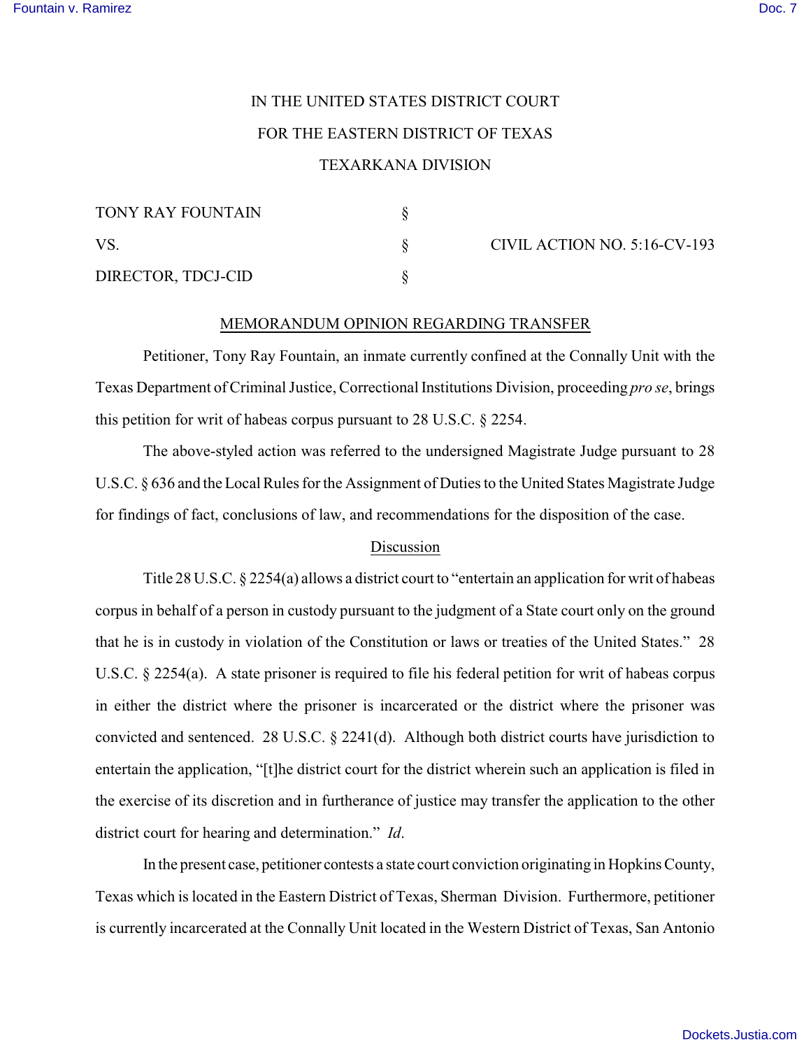IN THE UNITED STATES DISTRICT COURT

FOR THE EASTERN DISTRICT OF TEXAS

TEXARKANA DIVISION

| | | |
|---|---|---|
| TONY RAY FOUNTAIN | § | |
| VS. | § | CIVIL ACTION NO. 5:16-CV-193 |
| DIRECTOR, TDCJ-CID | § | |

MEMORANDUM OPINION REGARDING TRANSFER

Petitioner, Tony Ray Fountain, an inmate currently confined at the Connally Unit with the Texas Department of Criminal Justice, Correctional Institutions Division, proceeding *pro se*, brings this petition for writ of habeas corpus pursuant to 28 U.S.C. § 2254.

The above-styled action was referred to the undersigned Magistrate Judge pursuant to 28 U.S.C. § 636 and the Local Rules for the Assignment of Duties to the United States Magistrate Judge for findings of fact, conclusions of law, and recommendations for the disposition of the case.

Discussion

Title 28 U.S.C. § 2254(a) allows a district court to "entertain an application for writ of habeas corpus in behalf of a person in custody pursuant to the judgment of a State court only on the ground that he is in custody in violation of the Constitution or laws or treaties of the United States." 28 U.S.C. § 2254(a). A state prisoner is required to file his federal petition for writ of habeas corpus in either the district where the prisoner is incarcerated or the district where the prisoner was convicted and sentenced. 28 U.S.C. § 2241(d). Although both district courts have jurisdiction to entertain the application, "[t]he district court for the district wherein such an application is filed in the exercise of its discretion and in furtherance of justice may transfer the application to the other district court for hearing and determination." *Id*.

In the present case, petitioner contests a state court conviction originating in Hopkins County, Texas which is located in the Eastern District of Texas, Sherman Division. Furthermore, petitioner is currently incarcerated at the Connally Unit located in the Western District of Texas, San Antonio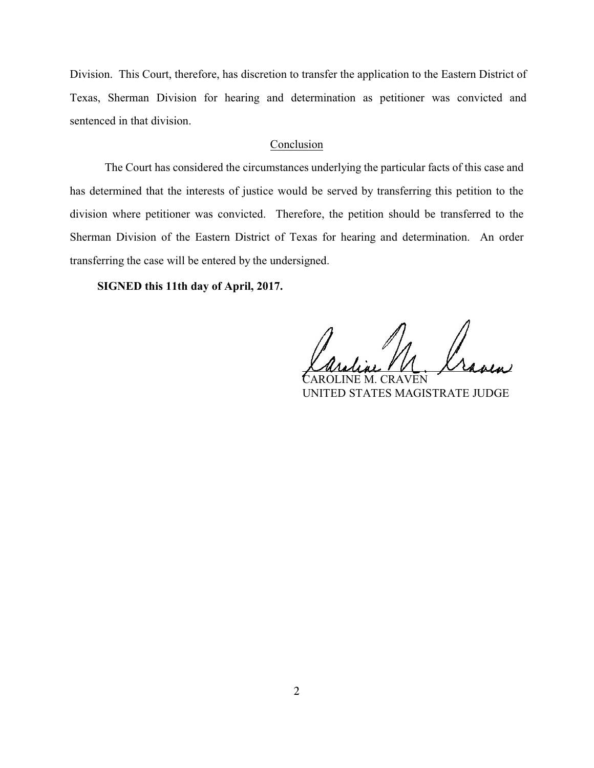Division. This Court, therefore, has discretion to transfer the application to the Eastern District of Texas, Sherman Division for hearing and determination as petitioner was convicted and sentenced in that division.

## Conclusion

The Court has considered the circumstances underlying the particular facts of this case and has determined that the interests of justice would be served by transferring this petition to the division where petitioner was convicted. Therefore, the petition should be transferred to the Sherman Division of the Eastern District of Texas for hearing and determination. An order transferring the case will be entered by the undersigned.

**SIGNED this 11th day of April, 2017.**

CAROLINE M. CRAVEN
UNITED STATES MAGISTRATE JUDGE